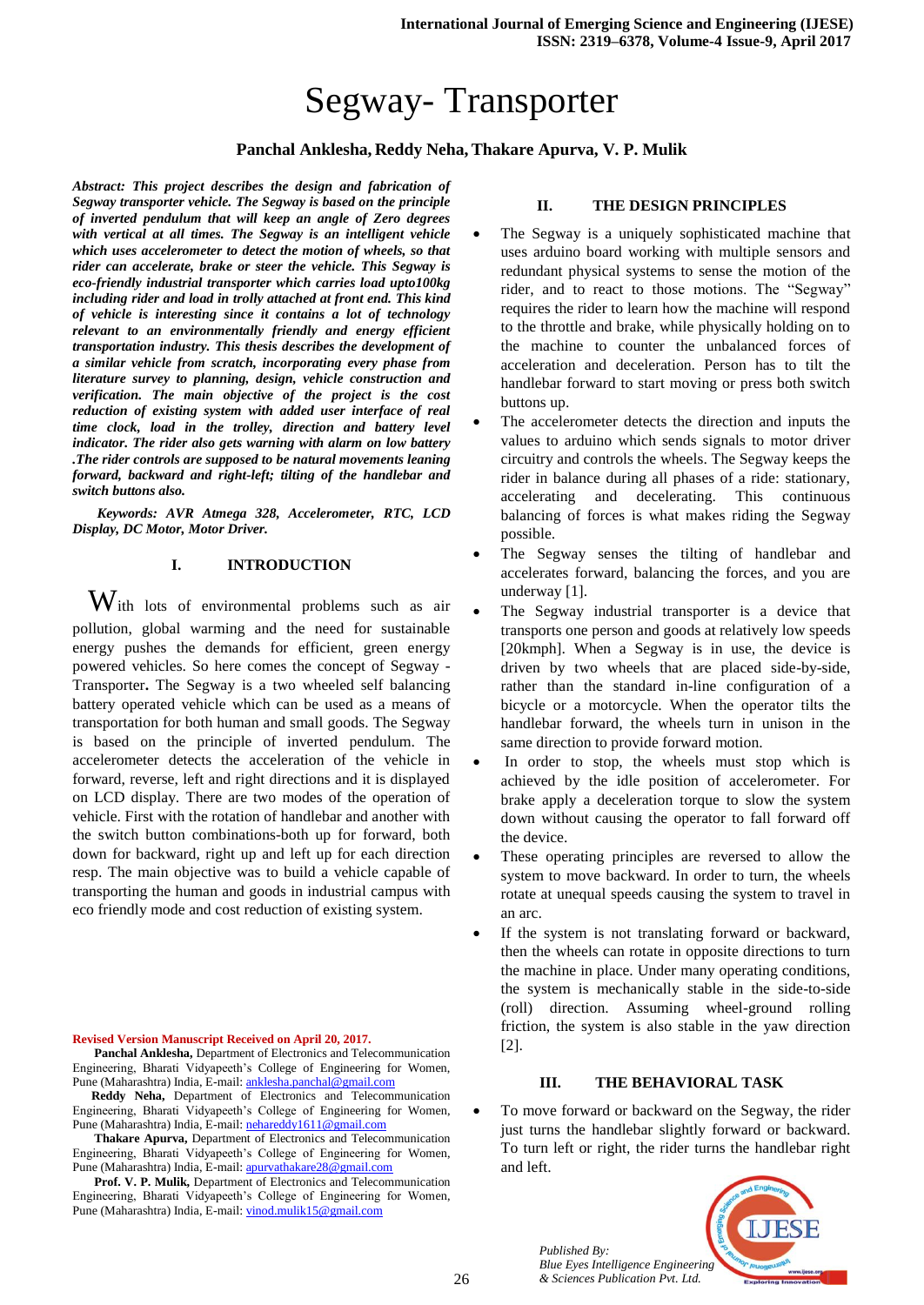# Segway- Transporter

**Panchal Anklesha, Reddy Neha, Thakare Apurva, V. P. Mulik**

***Abstract: This project describes the design and fabrication of Segway transporter vehicle. The Segway is based on the principle of inverted pendulum that will keep an angle of Zero degrees with vertical at all times. The Segway is an intelligent vehicle which uses accelerometer to detect the motion of wheels, so that rider can accelerate, brake or steer the vehicle. This Segway is eco-friendly industrial transporter which carries load upto100kg including rider and load in trolly attached at front end. This kind of vehicle is interesting since it contains a lot of technology relevant to an environmentally friendly and energy efficient transportation industry. This thesis describes the development of a similar vehicle from scratch, incorporating every phase from literature survey to planning, design, vehicle construction and verification. The main objective of the project is the cost reduction of existing system with added user interface of real time clock, load in the trolley, direction and battery level indicator. The rider also gets warning with alarm on low battery .The rider controls are supposed to be natural movements leaning forward, backward and right-left; tilting of the handlebar and switch buttons also.***

***Keywords: AVR Atmega 328, Accelerometer, RTC, LCD Display, DC Motor, Motor Driver.***

## I. INTRODUCTION

With lots of environmental problems such as air pollution, global warming and the need for sustainable energy pushes the demands for efficient, green energy powered vehicles. So here comes the concept of Segway - Transporter**.** The Segway is a two wheeled self balancing battery operated vehicle which can be used as a means of transportation for both human and small goods. The Segway is based on the principle of inverted pendulum. The accelerometer detects the acceleration of the vehicle in forward, reverse, left and right directions and it is displayed on LCD display. There are two modes of the operation of vehicle. First with the rotation of handlebar and another with the switch button combinations-both up for forward, both down for backward, right up and left up for each direction resp. The main objective was to build a vehicle capable of transporting the human and goods in industrial campus with eco friendly mode and cost reduction of existing system.

**Revised Version Manuscript Received on April 20, 2017.**

**Panchal Anklesha,** Department of Electronics and Telecommunication Engineering, Bharati Vidyapeeth's College of Engineering for Women, Pune (Maharashtra) India, E-mail: anklesha.panchal@gmail.com

**Reddy Neha,** Department of Electronics and Telecommunication Engineering, Bharati Vidyapeeth's College of Engineering for Women, Pune (Maharashtra) India, E-mail: nehareddy1611@gmail.com

**Thakare Apurva,** Department of Electronics and Telecommunication Engineering, Bharati Vidyapeeth's College of Engineering for Women, Pune (Maharashtra) India, E-mail: apurvathakare28@gmail.com

**Prof. V. P. Mulik,** Department of Electronics and Telecommunication Engineering, Bharati Vidyapeeth's College of Engineering for Women, Pune (Maharashtra) India, E-mail: vinod.mulik15@gmail.com

## II. THE DESIGN PRINCIPLES

- The Segway is a uniquely sophisticated machine that uses arduino board working with multiple sensors and redundant physical systems to sense the motion of the rider, and to react to those motions. The "Segway" requires the rider to learn how the machine will respond to the throttle and brake, while physically holding on to the machine to counter the unbalanced forces of acceleration and deceleration. Person has to tilt the handlebar forward to start moving or press both switch buttons up.
- The accelerometer detects the direction and inputs the values to arduino which sends signals to motor driver circuitry and controls the wheels. The Segway keeps the rider in balance during all phases of a ride: stationary, accelerating and decelerating. This continuous balancing of forces is what makes riding the Segway possible.
- The Segway senses the tilting of handlebar and accelerates forward, balancing the forces, and you are underway [1].
- The Segway industrial transporter is a device that transports one person and goods at relatively low speeds [20kmph]. When a Segway is in use, the device is driven by two wheels that are placed side-by-side, rather than the standard in-line configuration of a bicycle or a motorcycle. When the operator tilts the handlebar forward, the wheels turn in unison in the same direction to provide forward motion.
- In order to stop, the wheels must stop which is achieved by the idle position of accelerometer. For brake apply a deceleration torque to slow the system down without causing the operator to fall forward off the device.
- These operating principles are reversed to allow the system to move backward. In order to turn, the wheels rotate at unequal speeds causing the system to travel in an arc.
- If the system is not translating forward or backward, then the wheels can rotate in opposite directions to turn the machine in place. Under many operating conditions, the system is mechanically stable in the side-to-side (roll) direction. Assuming wheel-ground rolling friction, the system is also stable in the yaw direction [2].

## III. THE BEHAVIORAL TASK

- To move forward or backward on the Segway, the rider just turns the handlebar slightly forward or backward. To turn left or right, the rider turns the handlebar right and left.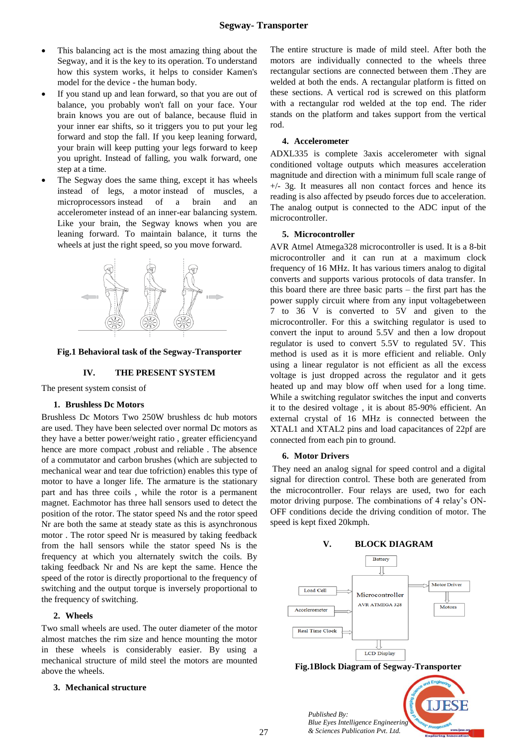- This balancing act is the most amazing thing about the Segway, and it is the key to its operation. To understand how this system works, it helps to consider Kamen's model for the device - the human body.
- If you stand up and lean forward, so that you are out of balance, you probably won't fall on your face. Your brain knows you are out of balance, because fluid in your inner ear shifts, so it triggers you to put your leg forward and stop the fall. If you keep leaning forward, your brain will keep putting your legs forward to keep you upright. Instead of falling, you walk forward, one step at a time.
- The Segway does the same thing, except it has wheels instead of legs, a motor instead of muscles, a microprocessors instead of a brain and an accelerometer instead of an inner-ear balancing system. Like your brain, the Segway knows when you are leaning forward. To maintain balance, it turns the wheels at just the right speed, so you move forward.

**Fig.1 Behavioral task of the Segway-Transporter**

## IV. THE PRESENT SYSTEM

The present system consist of

### 1. Brushless Dc Motors

Brushless Dc Motors Two 250W brushless dc hub motors are used. They have been selected over normal Dc motors as they have a better power/weight ratio , greater efficiencyand hence are more compact ,robust and reliable . The absence of a commutator and carbon brushes (which are subjected to mechanical wear and tear due tofriction) enables this type of motor to have a longer life. The armature is the stationary part and has three coils , while the rotor is a permanent magnet. Eachmotor has three hall sensors used to detect the position of the rotor. The stator speed Ns and the rotor speed Nr are both the same at steady state as this is asynchronous motor . The rotor speed Nr is measured by taking feedback from the hall sensors while the stator speed Ns is the frequency at which you alternately switch the coils. By taking feedback Nr and Ns are kept the same. Hence the speed of the rotor is directly proportional to the frequency of switching and the output torque is inversely proportional to the frequency of switching.

### 2. Wheels

Two small wheels are used. The outer diameter of the motor almost matches the rim size and hence mounting the motor in these wheels is considerably easier. By using a mechanical structure of mild steel the motors are mounted above the wheels.

### 3. Mechanical structure

The entire structure is made of mild steel. After both the motors are individually connected to the wheels three rectangular sections are connected between them .They are welded at both the ends. A rectangular platform is fitted on these sections. A vertical rod is screwed on this platform with a rectangular rod welded at the top end. The rider stands on the platform and takes support from the vertical rod.

### 4. Accelerometer

ADXL335 is complete 3axis accelerometer with signal conditioned voltage outputs which measures acceleration magnitude and direction with a minimum full scale range of +/- 3g. It measures all non contact forces and hence its reading is also affected by pseudo forces due to acceleration. The analog output is connected to the ADC input of the microcontroller.

### 5. Microcontroller

AVR Atmel Atmega328 microcontroller is used. It is a 8-bit microcontroller and it can run at a maximum clock frequency of 16 MHz. It has various timers analog to digital converts and supports various protocols of data transfer. In this board there are three basic parts – the first part has the power supply circuit where from any input voltagebetween 7 to 36 V is converted to 5V and given to the microcontroller. For this a switching regulator is used to convert the input to around 5.5V and then a low dropout regulator is used to convert 5.5V to regulated 5V. This method is used as it is more efficient and reliable. Only using a linear regulator is not efficient as all the excess voltage is just dropped across the regulator and it gets heated up and may blow off when used for a long time. While a switching regulator switches the input and converts it to the desired voltage , it is about 85-90% efficient. An external crystal of 16 MHz is connected between the XTAL1 and XTAL2 pins and load capacitances of 22pf are connected from each pin to ground.

### 6. Motor Drivers

They need an analog signal for speed control and a digital signal for direction control. These both are generated from the microcontroller. Four relays are used, two for each motor driving purpose. The combinations of 4 relay's ON-OFF conditions decide the driving condition of motor. The speed is kept fixed 20kmph.

## V. BLOCK DIAGRAM

**Fig.1Block Diagram of Segway-Transporter**

*Published By:*
*Blue Eyes Intelligence Engineering & Sciences Publication Pvt. Ltd.*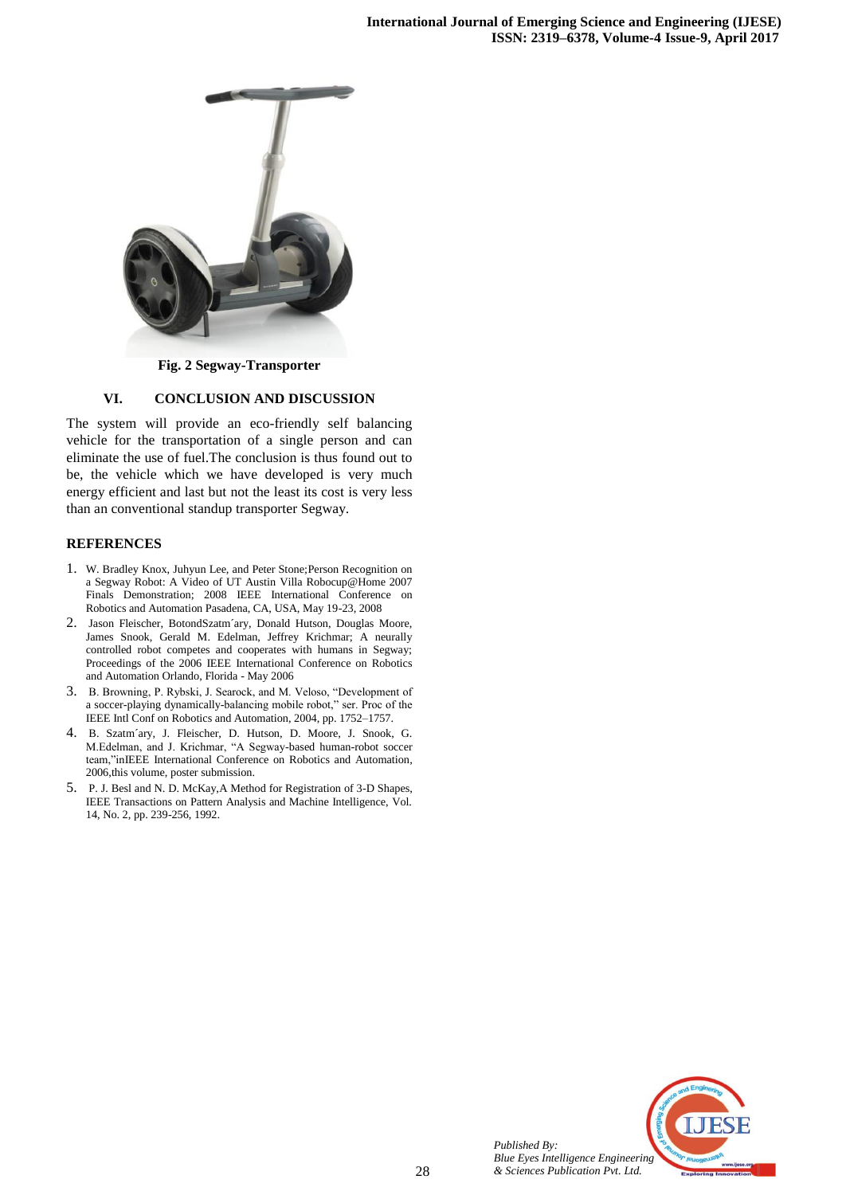Fig. 2 Segway-Transporter

## VI. CONCLUSION AND DISCUSSION

The system will provide an eco-friendly self balancing vehicle for the transportation of a single person and can eliminate the use of fuel.The conclusion is thus found out to be, the vehicle which we have developed is very much energy efficient and last but not the least its cost is very less than an conventional standup transporter Segway.

## REFERENCES

1. W. Bradley Knox, Juhyun Lee, and Peter Stone;Person Recognition on a Segway Robot: A Video of UT Austin Villa Robocup@Home 2007 Finals Demonstration; 2008 IEEE International Conference on Robotics and Automation Pasadena, CA, USA, May 19-23, 2008
2. Jason Fleischer, BotondSzatm´ary, Donald Hutson, Douglas Moore, James Snook, Gerald M. Edelman, Jeffrey Krichmar; A neurally controlled robot competes and cooperates with humans in Segway; Proceedings of the 2006 IEEE International Conference on Robotics and Automation Orlando, Florida - May 2006
3. B. Browning, P. Rybski, J. Searock, and M. Veloso, "Development of a soccer-playing dynamically-balancing mobile robot," ser. Proc of the IEEE Intl Conf on Robotics and Automation, 2004, pp. 1752–1757.
4. B. Szatm´ary, J. Fleischer, D. Hutson, D. Moore, J. Snook, G. M.Edelman, and J. Krichmar, "A Segway-based human-robot soccer team,"inIEEE International Conference on Robotics and Automation, 2006,this volume, poster submission.
5. P. J. Besl and N. D. McKay,A Method for Registration of 3-D Shapes, IEEE Transactions on Pattern Analysis and Machine Intelligence, Vol. 14, No. 2, pp. 239-256, 1992.